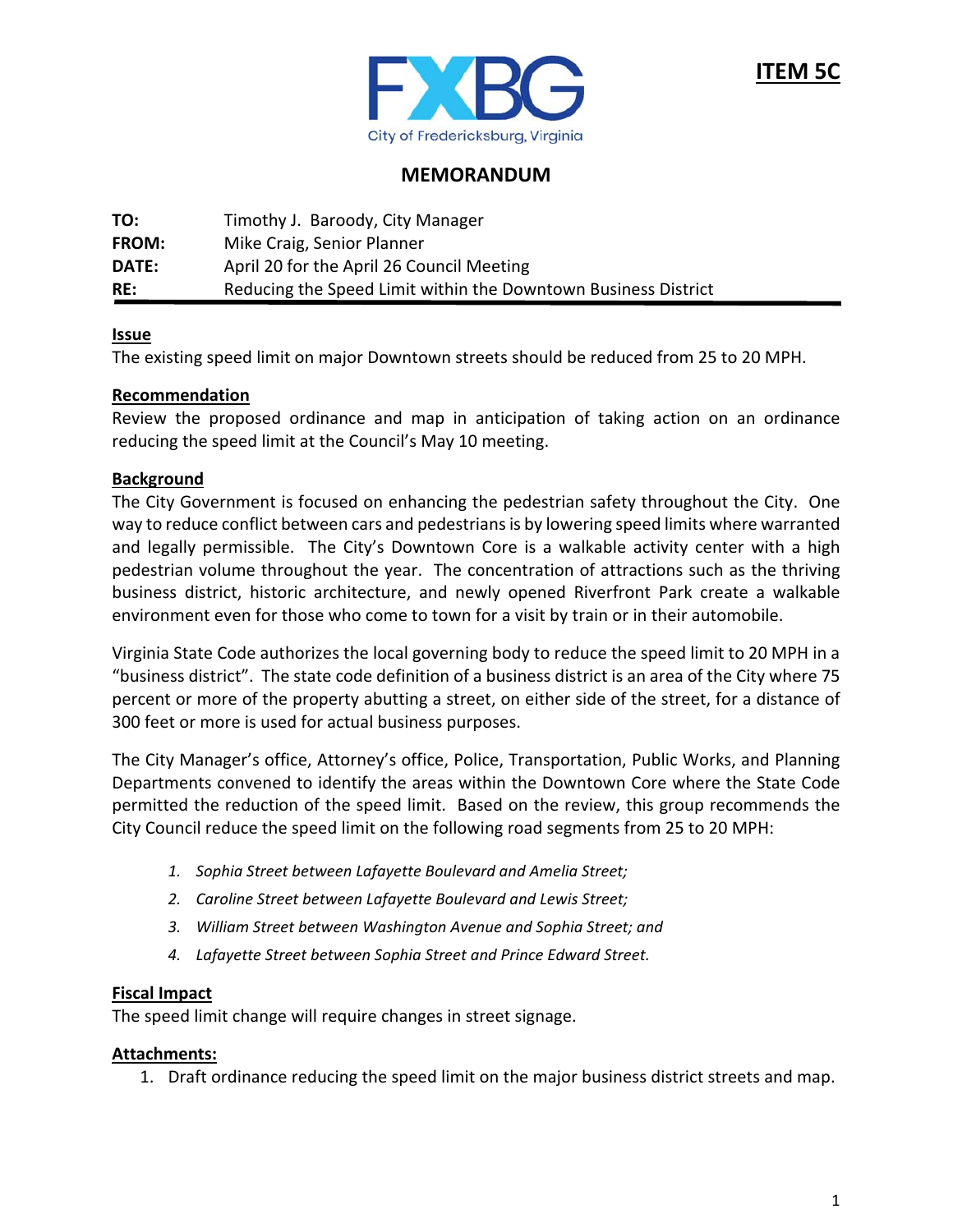FXBG

City of Fredericksburg, Virginia

**ITEM 5C**

# MEMORANDUM

| | |
|---|---|
| **TO:** | Timothy J. Baroody, City Manager |
| **FROM:** | Mike Craig, Senior Planner |
| **DATE:** | April 20 for the April 26 Council Meeting |
| **RE:** | Reducing the Speed Limit within the Downtown Business District |

## Issue

The existing speed limit on major Downtown streets should be reduced from 25 to 20 MPH.

## Recommendation

Review the proposed ordinance and map in anticipation of taking action on an ordinance reducing the speed limit at the Council's May 10 meeting.

## Background

The City Government is focused on enhancing the pedestrian safety throughout the City. One way to reduce conflict between cars and pedestrians is by lowering speed limits where warranted and legally permissible. The City's Downtown Core is a walkable activity center with a high pedestrian volume throughout the year. The concentration of attractions such as the thriving business district, historic architecture, and newly opened Riverfront Park create a walkable environment even for those who come to town for a visit by train or in their automobile.

Virginia State Code authorizes the local governing body to reduce the speed limit to 20 MPH in a "business district". The state code definition of a business district is an area of the City where 75 percent or more of the property abutting a street, on either side of the street, for a distance of 300 feet or more is used for actual business purposes.

The City Manager's office, Attorney's office, Police, Transportation, Public Works, and Planning Departments convened to identify the areas within the Downtown Core where the State Code permitted the reduction of the speed limit. Based on the review, this group recommends the City Council reduce the speed limit on the following road segments from 25 to 20 MPH:

1. *Sophia Street between Lafayette Boulevard and Amelia Street;*
2. *Caroline Street between Lafayette Boulevard and Lewis Street;*
3. *William Street between Washington Avenue and Sophia Street; and*
4. *Lafayette Street between Sophia Street and Prince Edward Street.*

## Fiscal Impact

The speed limit change will require changes in street signage.

## Attachments:

1. Draft ordinance reducing the speed limit on the major business district streets and map.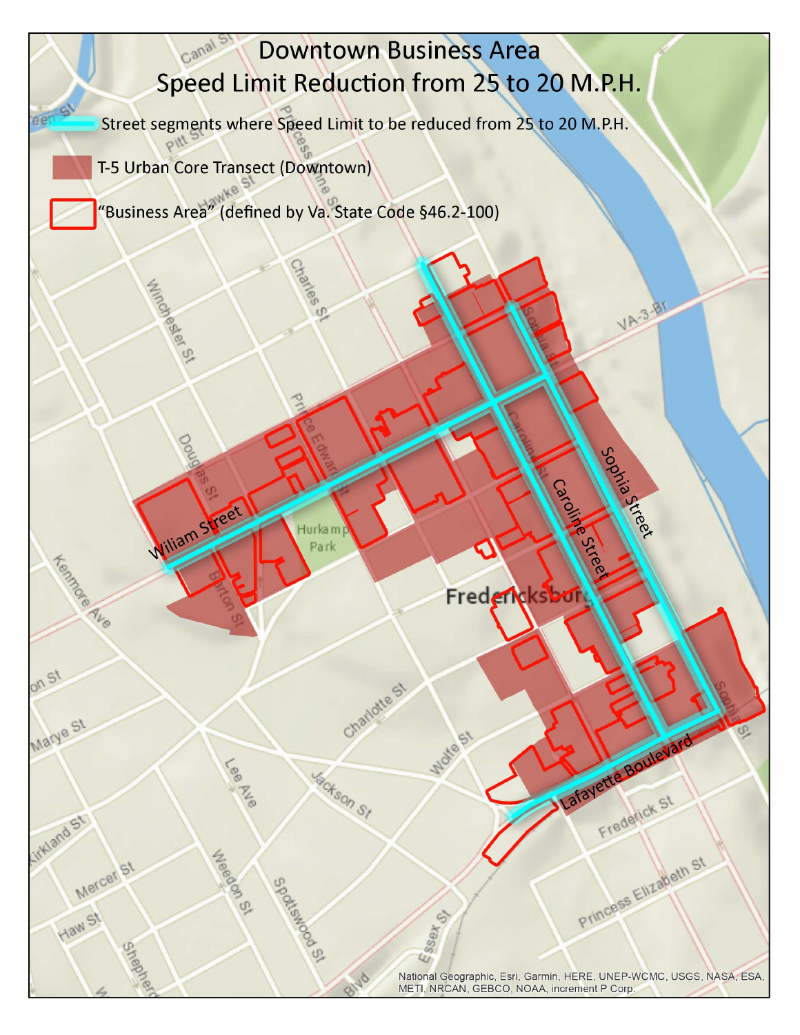# Downtown Business Area
## Speed Limit Reduction from 25 to 20 M.P.H.

- Street segments where Speed Limit to be reduced from 25 to 20 M.P.H.
- T-5 Urban Core Transect (Downtown)
- "Business Area" (defined by Va. State Code §46.2-100)

National Geographic, Esri, Garmin, HERE, UNEP-WCMC, USGS, NASA, ESA, METI, NRCAN, GEBCO, NOAA, increment P Corp.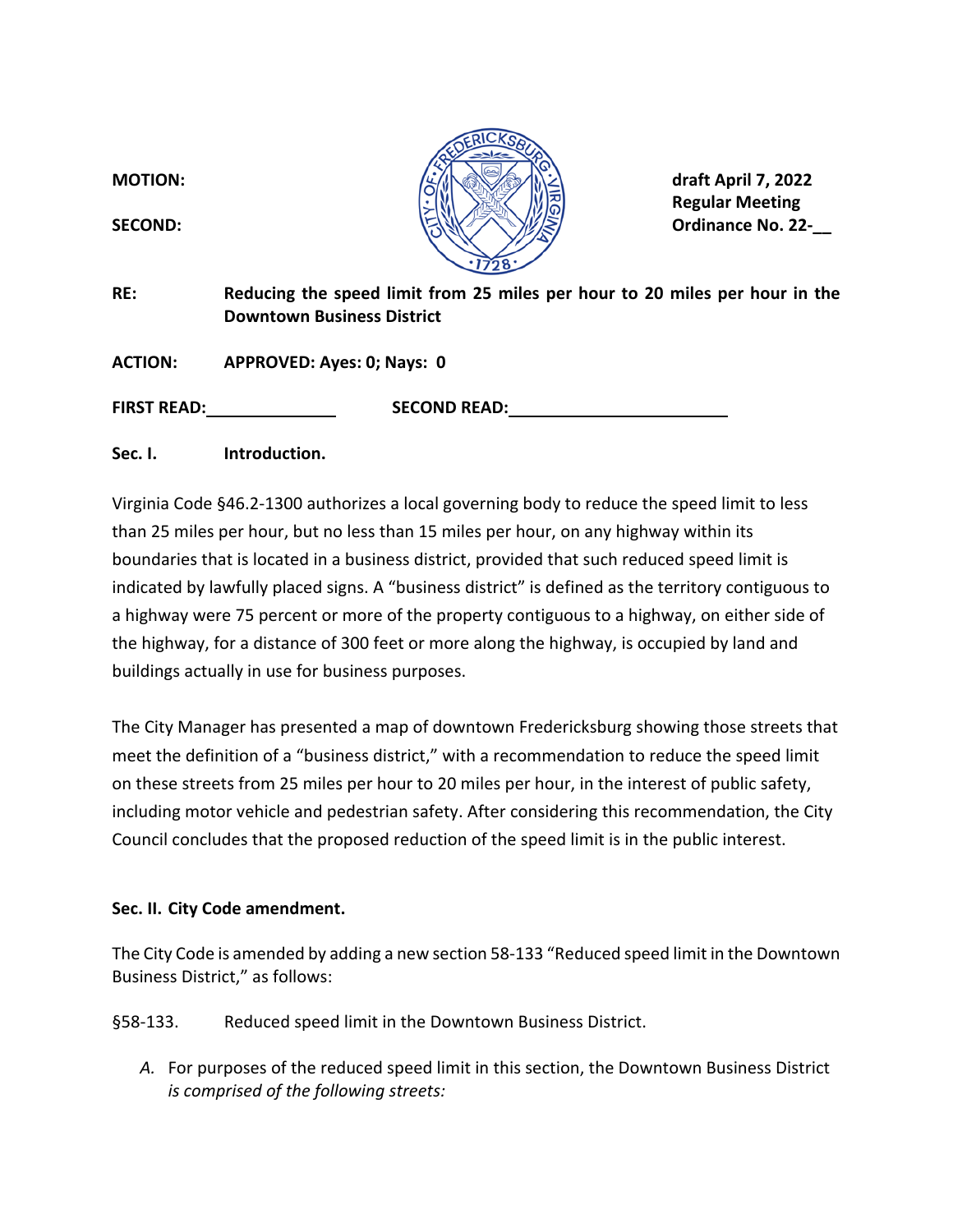**MOTION:**

**SECOND:**

**draft April 7, 2022**
**Regular Meeting**
**Ordinance No. 22-__**

**RE:** **Reducing the speed limit from 25 miles per hour to 20 miles per hour in the Downtown Business District**

**ACTION:** **APPROVED: Ayes: 0; Nays: 0**

**FIRST READ:**______________ **SECOND READ:**______________________

**Sec. I. Introduction.**

Virginia Code §46.2-1300 authorizes a local governing body to reduce the speed limit to less than 25 miles per hour, but no less than 15 miles per hour, on any highway within its boundaries that is located in a business district, provided that such reduced speed limit is indicated by lawfully placed signs. A "business district" is defined as the territory contiguous to a highway were 75 percent or more of the property contiguous to a highway, on either side of the highway, for a distance of 300 feet or more along the highway, is occupied by land and buildings actually in use for business purposes.

The City Manager has presented a map of downtown Fredericksburg showing those streets that meet the definition of a "business district," with a recommendation to reduce the speed limit on these streets from 25 miles per hour to 20 miles per hour, in the interest of public safety, including motor vehicle and pedestrian safety. After considering this recommendation, the City Council concludes that the proposed reduction of the speed limit is in the public interest.

**Sec. II. City Code amendment.**

The City Code is amended by adding a new section 58-133 "Reduced speed limit in the Downtown Business District," as follows:

§58-133. Reduced speed limit in the Downtown Business District.

*A.* For purposes of the reduced speed limit in this section, the Downtown Business District *is comprised of the following streets:*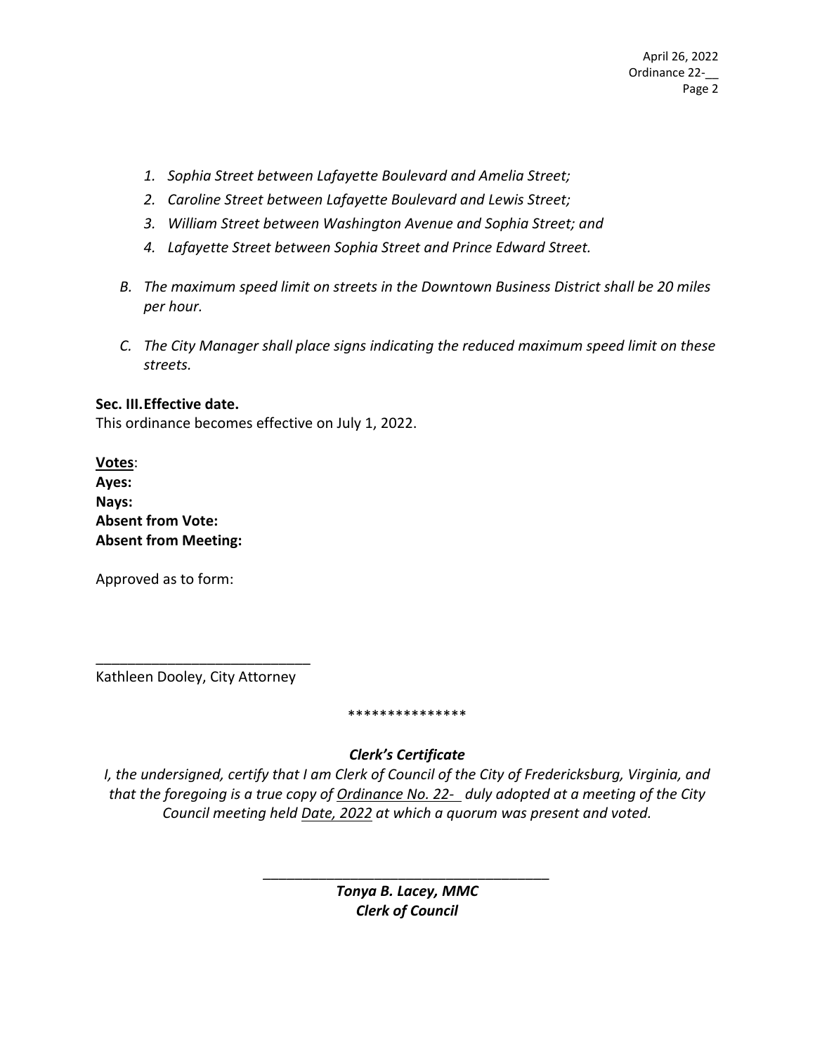*1. Sophia Street between Lafayette Boulevard and Amelia Street;*
*2. Caroline Street between Lafayette Boulevard and Lewis Street;*
*3. William Street between Washington Avenue and Sophia Street; and*
*4. Lafayette Street between Sophia Street and Prince Edward Street.*

*B. The maximum speed limit on streets in the Downtown Business District shall be 20 miles per hour.*

*C. The City Manager shall place signs indicating the reduced maximum speed limit on these streets.*

**Sec. III. Effective date.**
This ordinance becomes effective on July 1, 2022.

**Votes**:
**Ayes:**
**Nays:**
**Absent from Vote:**
**Absent from Meeting:**

Approved as to form:

___________________________
Kathleen Dooley, City Attorney

***************

***Clerk's Certificate***

*I, the undersigned, certify that I am Clerk of Council of the City of Fredericksburg, Virginia, and that the foregoing is a true copy of Ordinance No. 22-__ duly adopted at a meeting of the City Council meeting held Date, 2022 at which a quorum was present and voted.*

_______________________________________
***Tonya B. Lacey, MMC***
***Clerk of Council***